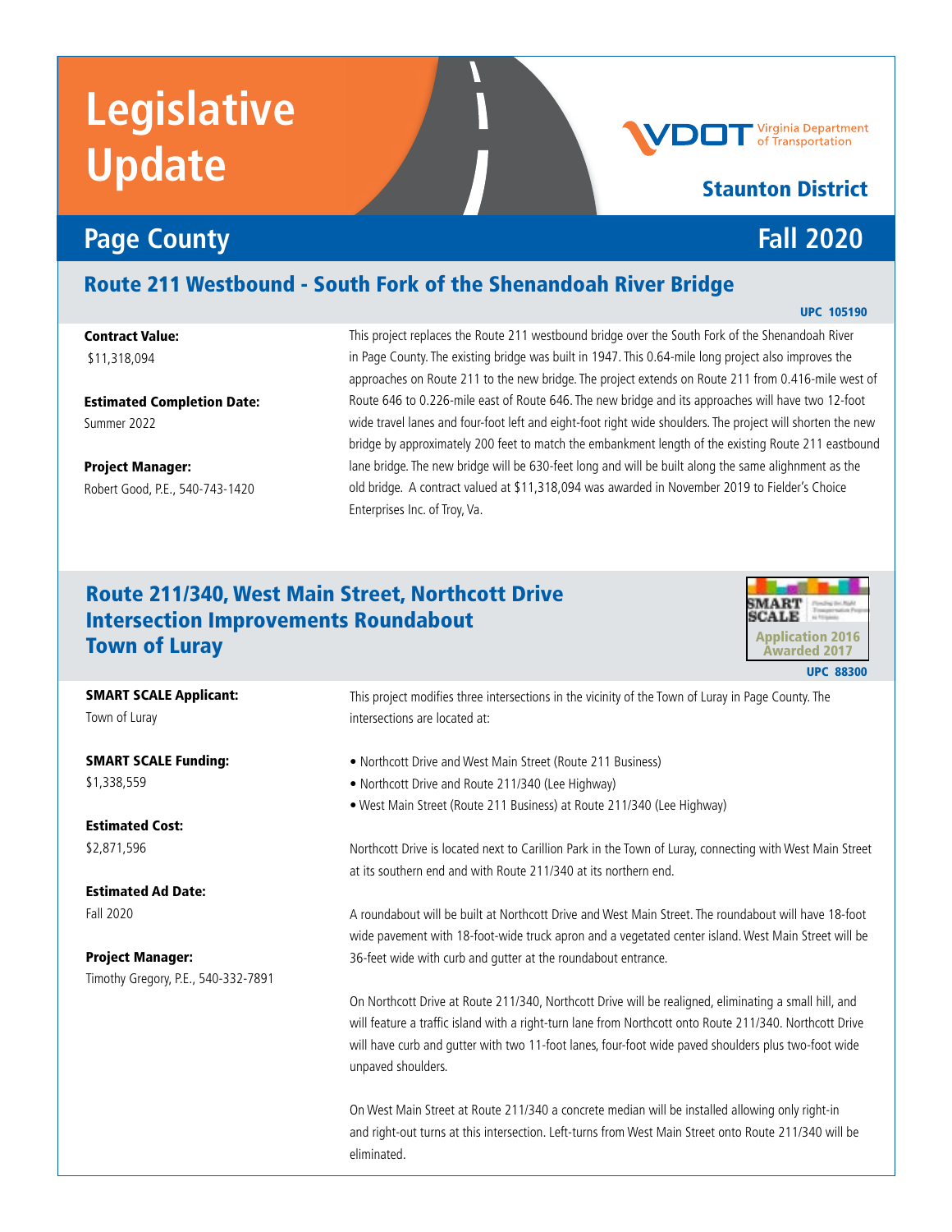# Legislative Update

Virginia Department of Transportation

**Staunton District**

## Page County — Fall 2020

## Route 211 Westbound - South Fork of the Shenandoah River Bridge

UPC 105190

**Contract Value:**
$11,318,094

**Estimated Completion Date:**
Summer 2022

**Project Manager:**
Robert Good, P.E., 540-743-1420

This project replaces the Route 211 westbound bridge over the South Fork of the Shenandoah River in Page County. The existing bridge was built in 1947. This 0.64-mile long project also improves the approaches on Route 211 to the new bridge. The project extends on Route 211 from 0.416-mile west of Route 646 to 0.226-mile east of Route 646. The new bridge and its approaches will have two 12-foot wide travel lanes and four-foot left and eight-foot right wide shoulders. The project will shorten the new bridge by approximately 200 feet to match the embankment length of the existing Route 211 eastbound lane bridge. The new bridge will be 630-feet long and will be built along the same alignment as the old bridge. A contract valued at $11,318,094 was awarded in November 2019 to Fielder's Choice Enterprises Inc. of Troy, Va.

## Route 211/340, West Main Street, Northcott Drive Intersection Improvements Roundabout Town of Luray

SMART SCALE — Application 2016, Awarded 2017

UPC 88300

**SMART SCALE Applicant:**
Town of Luray

**SMART SCALE Funding:**
$1,338,559

**Estimated Cost:**
$2,871,596

**Estimated Ad Date:**
Fall 2020

**Project Manager:**
Timothy Gregory, P.E., 540-332-7891

This project modifies three intersections in the vicinity of the Town of Luray in Page County. The intersections are located at:

- Northcott Drive and West Main Street (Route 211 Business)
- Northcott Drive and Route 211/340 (Lee Highway)
- West Main Street (Route 211 Business) at Route 211/340 (Lee Highway)

Northcott Drive is located next to Carillion Park in the Town of Luray, connecting with West Main Street at its southern end and with Route 211/340 at its northern end.

A roundabout will be built at Northcott Drive and West Main Street. The roundabout will have 18-foot wide pavement with 18-foot-wide truck apron and a vegetated center island. West Main Street will be 36-feet wide with curb and gutter at the roundabout entrance.

On Northcott Drive at Route 211/340, Northcott Drive will be realigned, eliminating a small hill, and will feature a traffic island with a right-turn lane from Northcott onto Route 211/340. Northcott Drive will have curb and gutter with two 11-foot lanes, four-foot wide paved shoulders plus two-foot wide unpaved shoulders.

On West Main Street at Route 211/340 a concrete median will be installed allowing only right-in and right-out turns at this intersection. Left-turns from West Main Street onto Route 211/340 will be eliminated.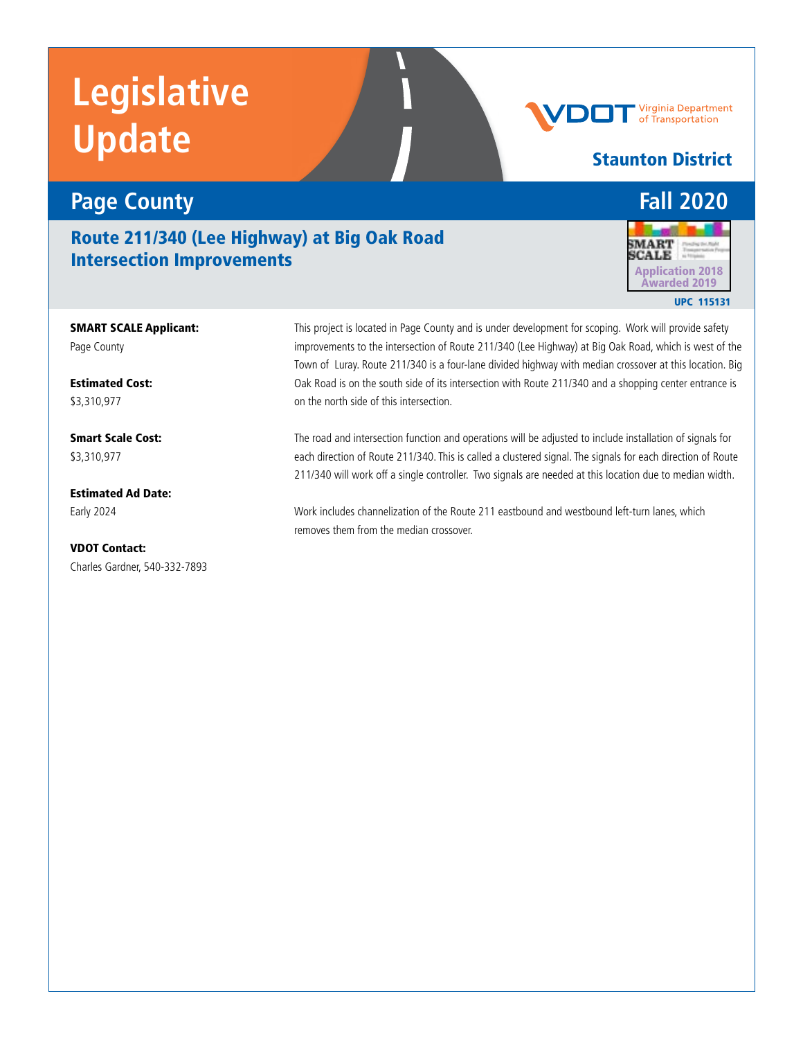# Legislative Update

Staunton District

## Page County

Fall 2020

### Route 211/340 (Lee Highway) at Big Oak Road Intersection Improvements

SMART SCALE Application 2018 Awarded 2019

UPC 115131

**SMART SCALE Applicant:**
Page County

**Estimated Cost:**
$3,310,977

**Smart Scale Cost:**
$3,310,977

**Estimated Ad Date:**
Early 2024

**VDOT Contact:**
Charles Gardner, 540-332-7893

This project is located in Page County and is under development for scoping. Work will provide safety improvements to the intersection of Route 211/340 (Lee Highway) at Big Oak Road, which is west of the Town of Luray. Route 211/340 is a four-lane divided highway with median crossover at this location. Big Oak Road is on the south side of its intersection with Route 211/340 and a shopping center entrance is on the north side of this intersection.

The road and intersection function and operations will be adjusted to include installation of signals for each direction of Route 211/340. This is called a clustered signal. The signals for each direction of Route 211/340 will work off a single controller. Two signals are needed at this location due to median width.

Work includes channelization of the Route 211 eastbound and westbound left-turn lanes, which removes them from the median crossover.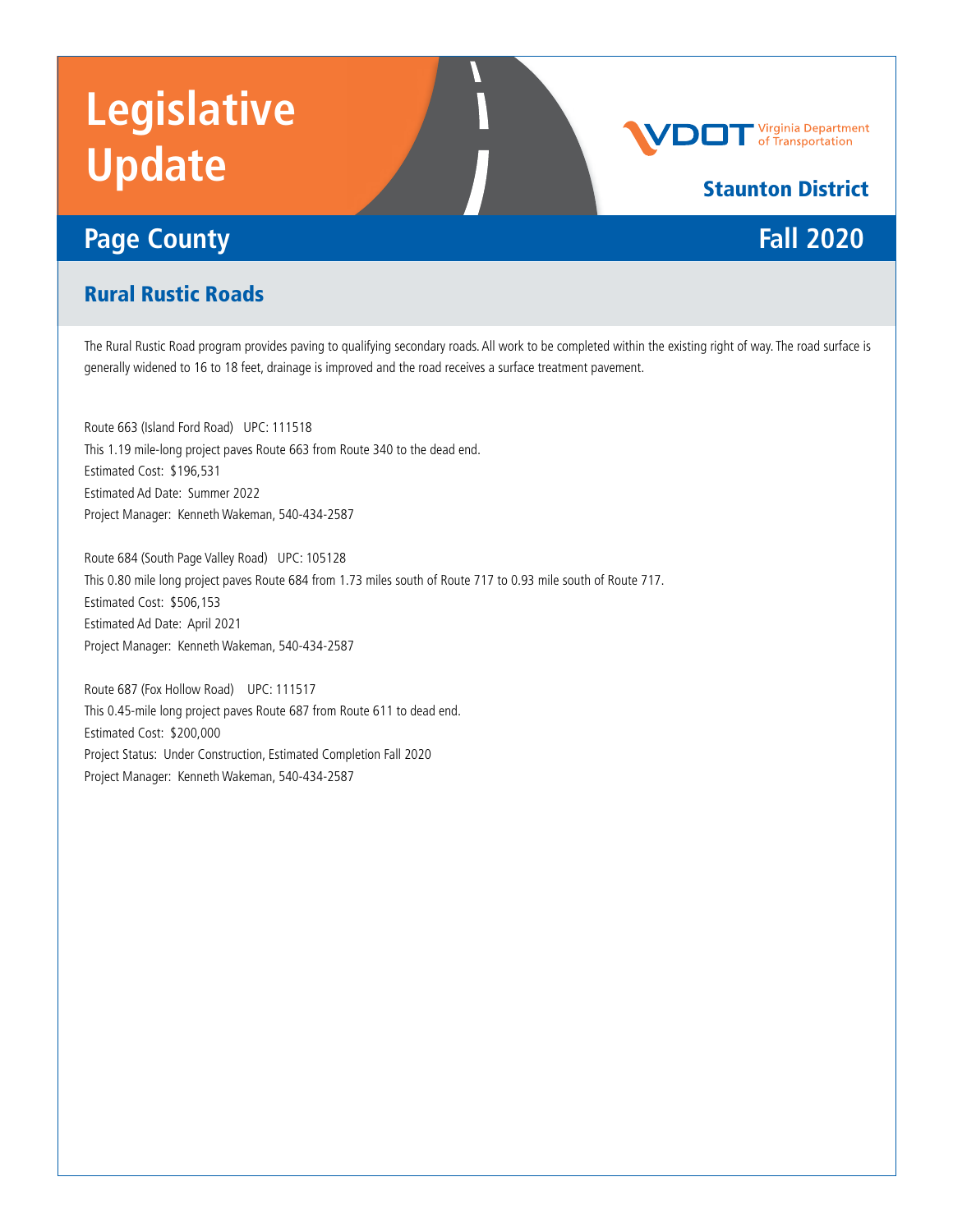# Legislative Update

Virginia Department of Transportation

**Staunton District**

## Page County

**Fall 2020**

## Rural Rustic Roads

The Rural Rustic Road program provides paving to qualifying secondary roads. All work to be completed within the existing right of way. The road surface is generally widened to 16 to 18 feet, drainage is improved and the road receives a surface treatment pavement.

Route 663 (Island Ford Road) UPC: 111518
This 1.19 mile-long project paves Route 663 from Route 340 to the dead end.
Estimated Cost: $196,531
Estimated Ad Date: Summer 2022
Project Manager: Kenneth Wakeman, 540-434-2587

Route 684 (South Page Valley Road) UPC: 105128
This 0.80 mile long project paves Route 684 from 1.73 miles south of Route 717 to 0.93 mile south of Route 717.
Estimated Cost: $506,153
Estimated Ad Date: April 2021
Project Manager: Kenneth Wakeman, 540-434-2587

Route 687 (Fox Hollow Road) UPC: 111517
This 0.45-mile long project paves Route 687 from Route 611 to dead end.
Estimated Cost: $200,000
Project Status: Under Construction, Estimated Completion Fall 2020
Project Manager: Kenneth Wakeman, 540-434-2587